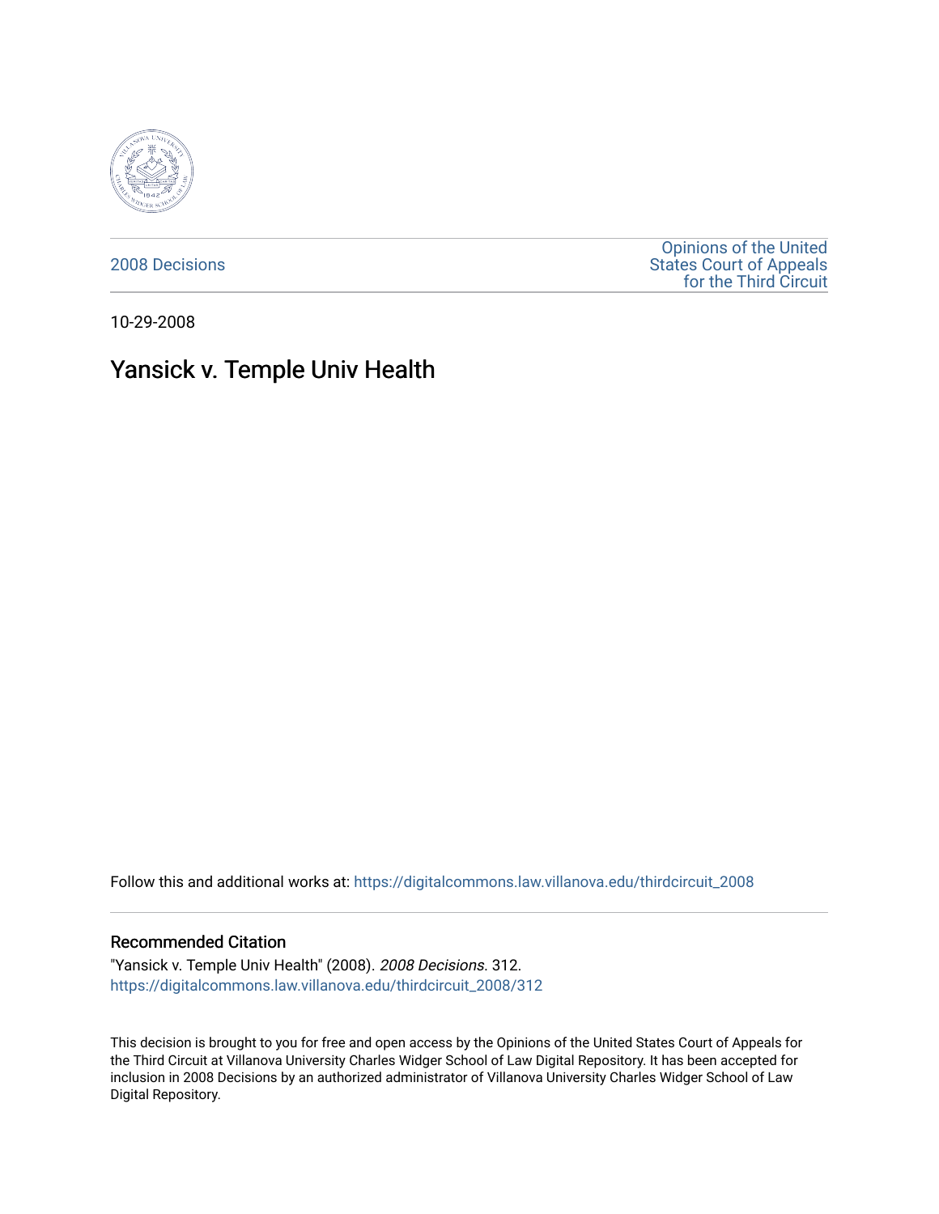2008 Decisions

Opinions of the United States Court of Appeals for the Third Circuit

10-29-2008

# Yansick v. Temple Univ Health

Follow this and additional works at: https://digitalcommons.law.villanova.edu/thirdcircuit_2008

## Recommended Citation

"Yansick v. Temple Univ Health" (2008). *2008 Decisions*. 312.
https://digitalcommons.law.villanova.edu/thirdcircuit_2008/312

This decision is brought to you for free and open access by the Opinions of the United States Court of Appeals for the Third Circuit at Villanova University Charles Widger School of Law Digital Repository. It has been accepted for inclusion in 2008 Decisions by an authorized administrator of Villanova University Charles Widger School of Law Digital Repository.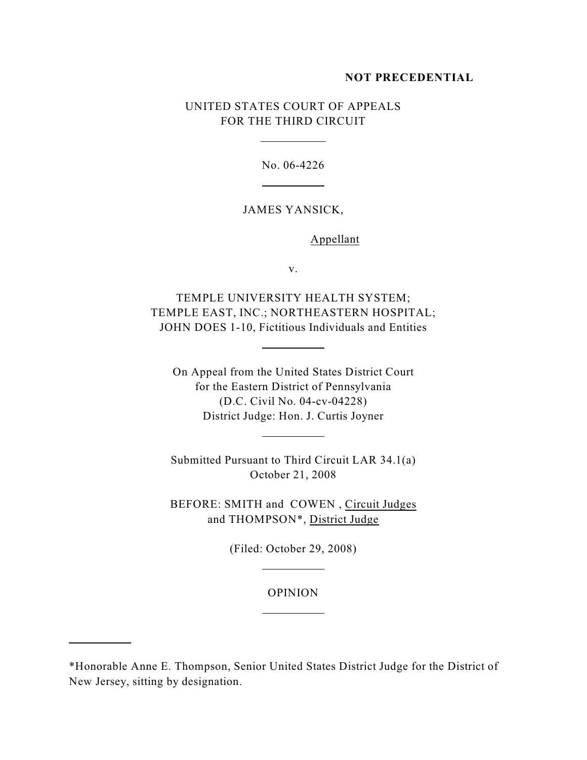**NOT PRECEDENTIAL**

UNITED STATES COURT OF APPEALS
FOR THE THIRD CIRCUIT

No. 06-4226

JAMES YANSICK,

Appellant

v.

TEMPLE UNIVERSITY HEALTH SYSTEM;
TEMPLE EAST, INC.; NORTHEASTERN HOSPITAL;
JOHN DOES 1-10, Fictitious Individuals and Entities

On Appeal from the United States District Court
for the Eastern District of Pennsylvania
(D.C. Civil No. 04-cv-04228)
District Judge: Hon. J. Curtis Joyner

Submitted Pursuant to Third Circuit LAR 34.1(a)
October 21, 2008

BEFORE: SMITH and COWEN , Circuit Judges
and THOMPSON*, District Judge

(Filed: October 29, 2008)

OPINION

*Honorable Anne E. Thompson, Senior United States District Judge for the District of New Jersey, sitting by designation.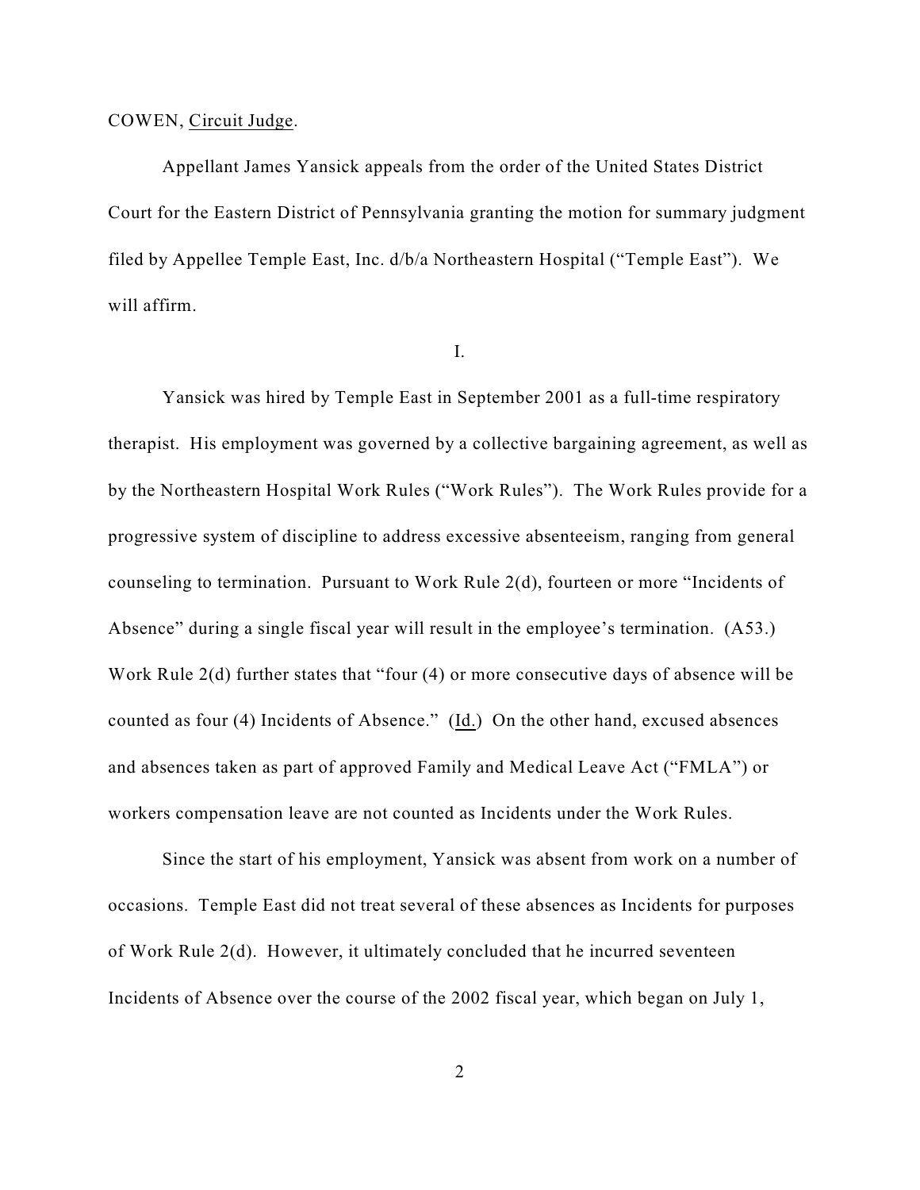COWEN, Circuit Judge.

Appellant James Yansick appeals from the order of the United States District Court for the Eastern District of Pennsylvania granting the motion for summary judgment filed by Appellee Temple East, Inc. d/b/a Northeastern Hospital ("Temple East"). We will affirm.

I.

Yansick was hired by Temple East in September 2001 as a full-time respiratory therapist. His employment was governed by a collective bargaining agreement, as well as by the Northeastern Hospital Work Rules ("Work Rules"). The Work Rules provide for a progressive system of discipline to address excessive absenteeism, ranging from general counseling to termination. Pursuant to Work Rule 2(d), fourteen or more "Incidents of Absence" during a single fiscal year will result in the employee's termination. (A53.) Work Rule 2(d) further states that "four (4) or more consecutive days of absence will be counted as four (4) Incidents of Absence." (Id.) On the other hand, excused absences and absences taken as part of approved Family and Medical Leave Act ("FMLA") or workers compensation leave are not counted as Incidents under the Work Rules.

Since the start of his employment, Yansick was absent from work on a number of occasions. Temple East did not treat several of these absences as Incidents for purposes of Work Rule 2(d). However, it ultimately concluded that he incurred seventeen Incidents of Absence over the course of the 2002 fiscal year, which began on July 1,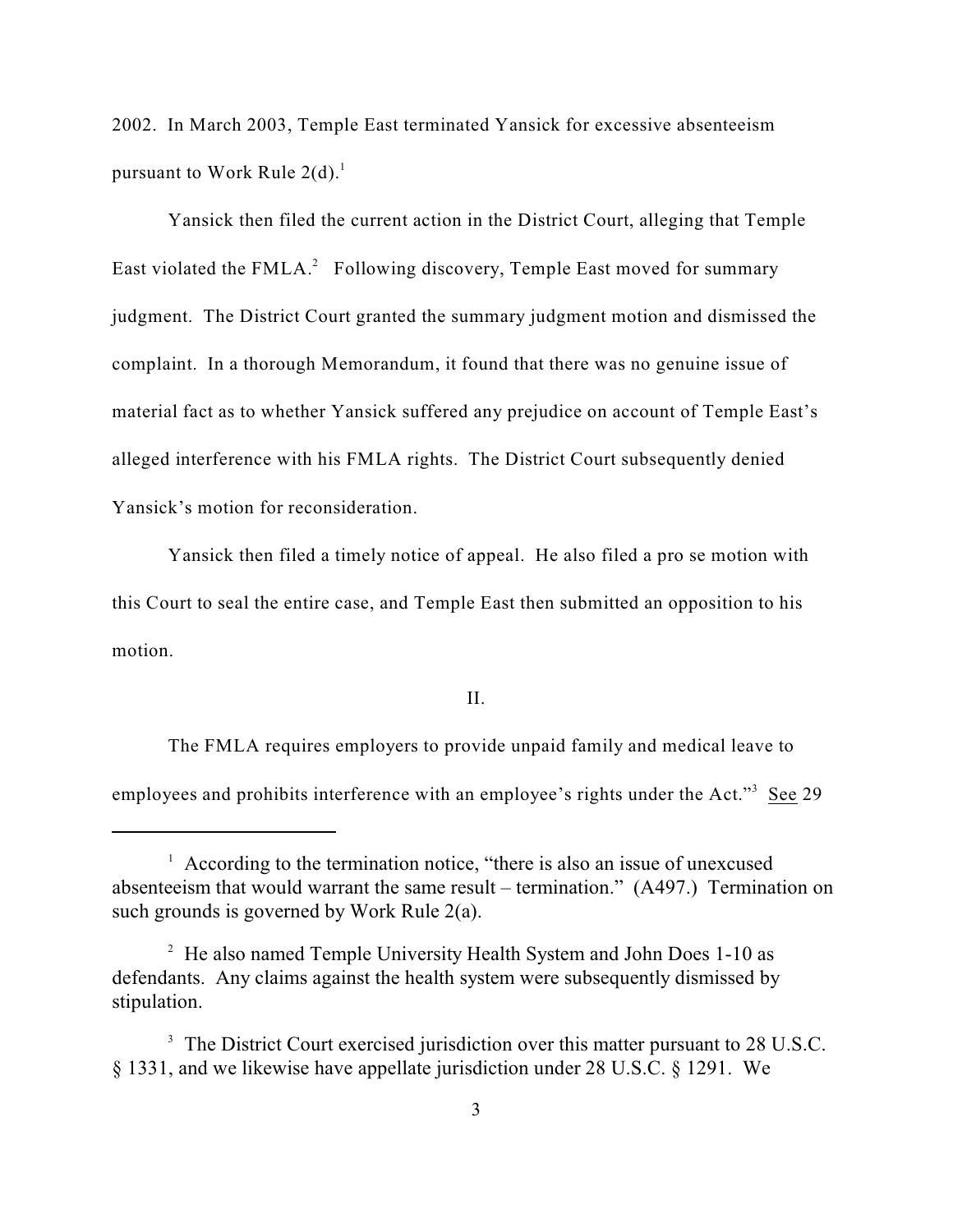2002. In March 2003, Temple East terminated Yansick for excessive absenteeism pursuant to Work Rule 2(d).[1]

Yansick then filed the current action in the District Court, alleging that Temple East violated the FMLA.[2] Following discovery, Temple East moved for summary judgment. The District Court granted the summary judgment motion and dismissed the complaint. In a thorough Memorandum, it found that there was no genuine issue of material fact as to whether Yansick suffered any prejudice on account of Temple East's alleged interference with his FMLA rights. The District Court subsequently denied Yansick's motion for reconsideration.

Yansick then filed a timely notice of appeal. He also filed a pro se motion with this Court to seal the entire case, and Temple East then submitted an opposition to his motion.

II.

The FMLA requires employers to provide unpaid family and medical leave to employees and prohibits interference with an employee's rights under the Act."[3] See 29

---

[1] According to the termination notice, "there is also an issue of unexcused absenteeism that would warrant the same result – termination." (A497.) Termination on such grounds is governed by Work Rule 2(a).

[2] He also named Temple University Health System and John Does 1-10 as defendants. Any claims against the health system were subsequently dismissed by stipulation.

[3] The District Court exercised jurisdiction over this matter pursuant to 28 U.S.C. § 1331, and we likewise have appellate jurisdiction under 28 U.S.C. § 1291. We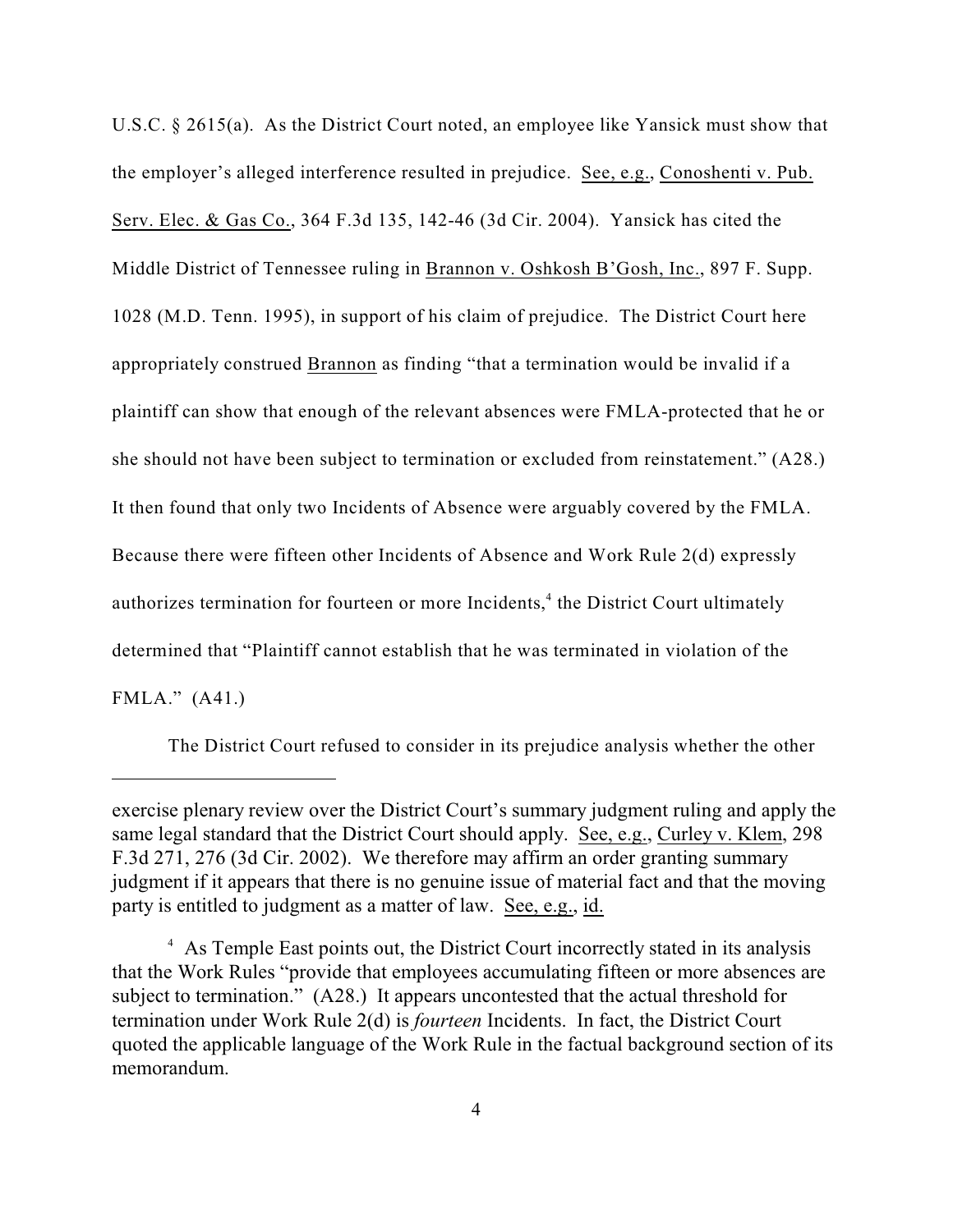U.S.C. § 2615(a). As the District Court noted, an employee like Yansick must show that the employer's alleged interference resulted in prejudice. See, e.g., Conoshenti v. Pub. Serv. Elec. & Gas Co., 364 F.3d 135, 142-46 (3d Cir. 2004). Yansick has cited the Middle District of Tennessee ruling in Brannon v. Oshkosh B'Gosh, Inc., 897 F. Supp. 1028 (M.D. Tenn. 1995), in support of his claim of prejudice. The District Court here appropriately construed Brannon as finding "that a termination would be invalid if a plaintiff can show that enough of the relevant absences were FMLA-protected that he or she should not have been subject to termination or excluded from reinstatement." (A28.) It then found that only two Incidents of Absence were arguably covered by the FMLA. Because there were fifteen other Incidents of Absence and Work Rule 2(d) expressly authorizes termination for fourteen or more Incidents,[4] the District Court ultimately determined that "Plaintiff cannot establish that he was terminated in violation of the FMLA." (A41.)

The District Court refused to consider in its prejudice analysis whether the other

---

exercise plenary review over the District Court's summary judgment ruling and apply the same legal standard that the District Court should apply. See, e.g., Curley v. Klem, 298 F.3d 271, 276 (3d Cir. 2002). We therefore may affirm an order granting summary judgment if it appears that there is no genuine issue of material fact and that the moving party is entitled to judgment as a matter of law. See, e.g., id.

[4] As Temple East points out, the District Court incorrectly stated in its analysis that the Work Rules "provide that employees accumulating fifteen or more absences are subject to termination." (A28.) It appears uncontested that the actual threshold for termination under Work Rule 2(d) is *fourteen* Incidents. In fact, the District Court quoted the applicable language of the Work Rule in the factual background section of its memorandum.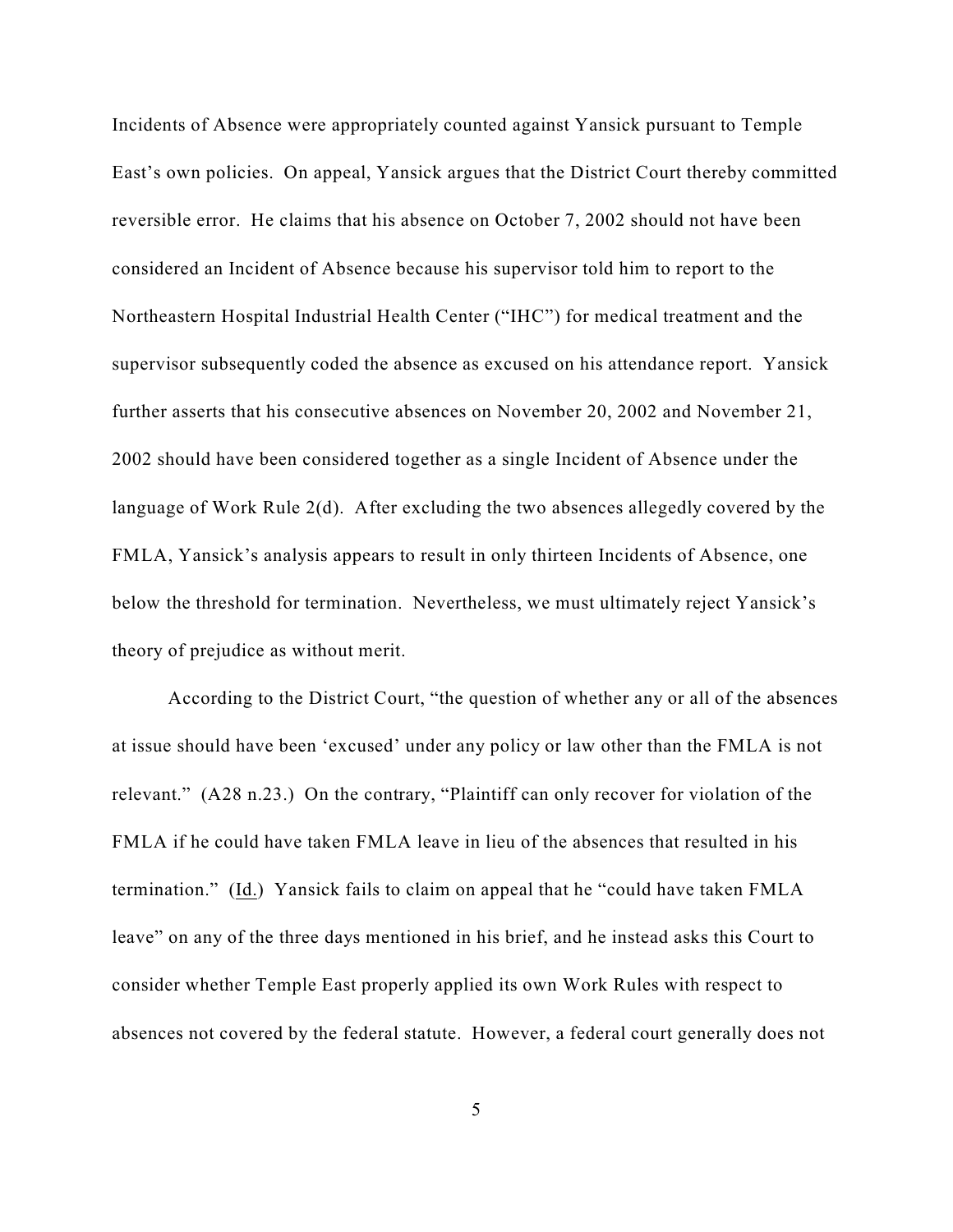Incidents of Absence were appropriately counted against Yansick pursuant to Temple East's own policies. On appeal, Yansick argues that the District Court thereby committed reversible error. He claims that his absence on October 7, 2002 should not have been considered an Incident of Absence because his supervisor told him to report to the Northeastern Hospital Industrial Health Center ("IHC") for medical treatment and the supervisor subsequently coded the absence as excused on his attendance report. Yansick further asserts that his consecutive absences on November 20, 2002 and November 21, 2002 should have been considered together as a single Incident of Absence under the language of Work Rule 2(d). After excluding the two absences allegedly covered by the FMLA, Yansick's analysis appears to result in only thirteen Incidents of Absence, one below the threshold for termination. Nevertheless, we must ultimately reject Yansick's theory of prejudice as without merit.

According to the District Court, "the question of whether any or all of the absences at issue should have been 'excused' under any policy or law other than the FMLA is not relevant." (A28 n.23.) On the contrary, "Plaintiff can only recover for violation of the FMLA if he could have taken FMLA leave in lieu of the absences that resulted in his termination." (Id.) Yansick fails to claim on appeal that he "could have taken FMLA leave" on any of the three days mentioned in his brief, and he instead asks this Court to consider whether Temple East properly applied its own Work Rules with respect to absences not covered by the federal statute. However, a federal court generally does not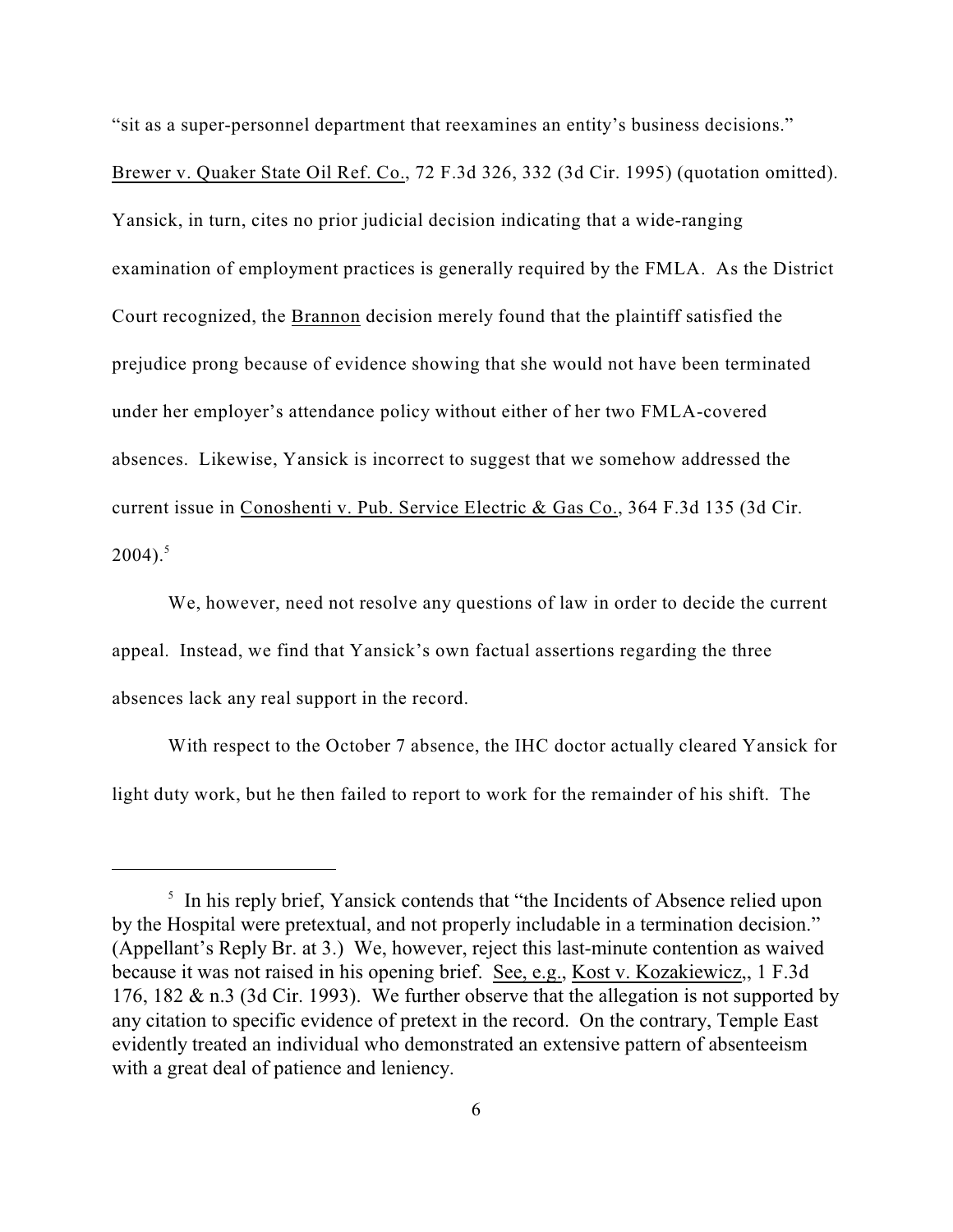"sit as a super-personnel department that reexamines an entity's business decisions." Brewer v. Quaker State Oil Ref. Co., 72 F.3d 326, 332 (3d Cir. 1995) (quotation omitted). Yansick, in turn, cites no prior judicial decision indicating that a wide-ranging examination of employment practices is generally required by the FMLA. As the District Court recognized, the Brannon decision merely found that the plaintiff satisfied the prejudice prong because of evidence showing that she would not have been terminated under her employer's attendance policy without either of her two FMLA-covered absences. Likewise, Yansick is incorrect to suggest that we somehow addressed the current issue in Conoshenti v. Pub. Service Electric & Gas Co., 364 F.3d 135 (3d Cir. 2004).[5]

We, however, need not resolve any questions of law in order to decide the current appeal. Instead, we find that Yansick's own factual assertions regarding the three absences lack any real support in the record.

With respect to the October 7 absence, the IHC doctor actually cleared Yansick for light duty work, but he then failed to report to work for the remainder of his shift. The

---

[5] In his reply brief, Yansick contends that "the Incidents of Absence relied upon by the Hospital were pretextual, and not properly includable in a termination decision." (Appellant's Reply Br. at 3.) We, however, reject this last-minute contention as waived because it was not raised in his opening brief. See, e.g., Kost v. Kozakiewicz,, 1 F.3d 176, 182 & n.3 (3d Cir. 1993). We further observe that the allegation is not supported by any citation to specific evidence of pretext in the record. On the contrary, Temple East evidently treated an individual who demonstrated an extensive pattern of absenteeism with a great deal of patience and leniency.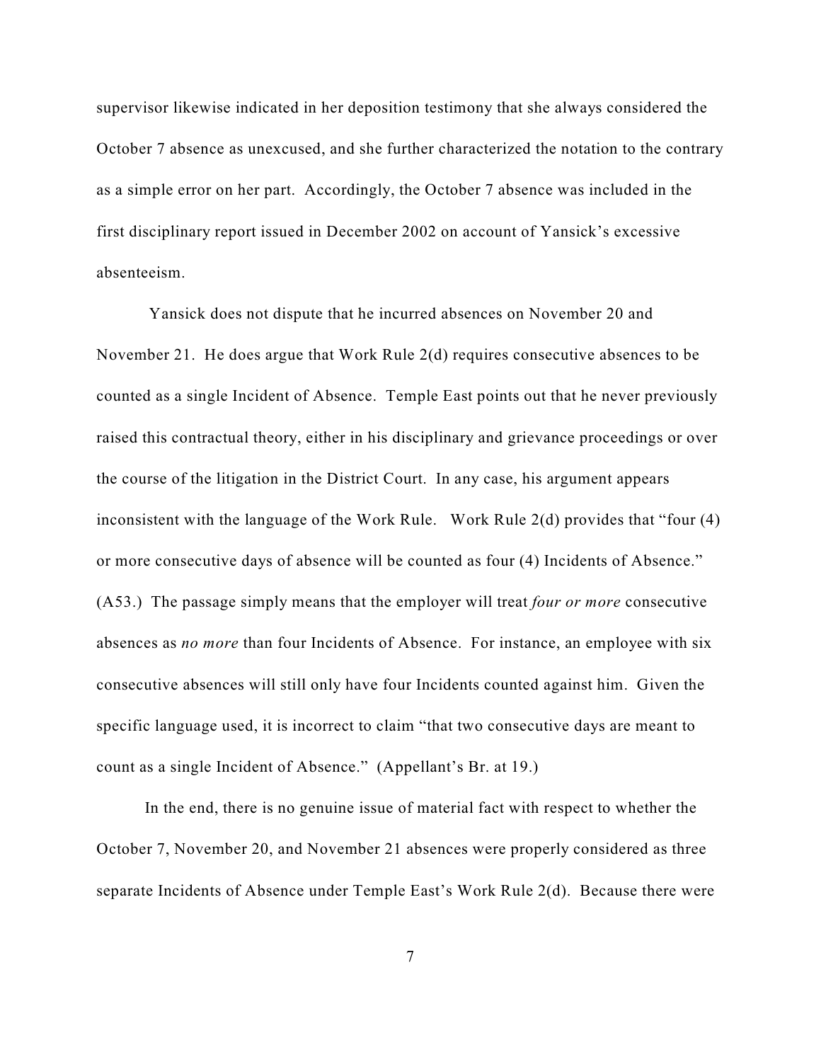supervisor likewise indicated in her deposition testimony that she always considered the October 7 absence as unexcused, and she further characterized the notation to the contrary as a simple error on her part. Accordingly, the October 7 absence was included in the first disciplinary report issued in December 2002 on account of Yansick's excessive absenteeism.

Yansick does not dispute that he incurred absences on November 20 and November 21. He does argue that Work Rule 2(d) requires consecutive absences to be counted as a single Incident of Absence. Temple East points out that he never previously raised this contractual theory, either in his disciplinary and grievance proceedings or over the course of the litigation in the District Court. In any case, his argument appears inconsistent with the language of the Work Rule. Work Rule 2(d) provides that "four (4) or more consecutive days of absence will be counted as four (4) Incidents of Absence." (A53.) The passage simply means that the employer will treat *four or more* consecutive absences as *no more* than four Incidents of Absence. For instance, an employee with six consecutive absences will still only have four Incidents counted against him. Given the specific language used, it is incorrect to claim "that two consecutive days are meant to count as a single Incident of Absence." (Appellant's Br. at 19.)

In the end, there is no genuine issue of material fact with respect to whether the October 7, November 20, and November 21 absences were properly considered as three separate Incidents of Absence under Temple East's Work Rule 2(d). Because there were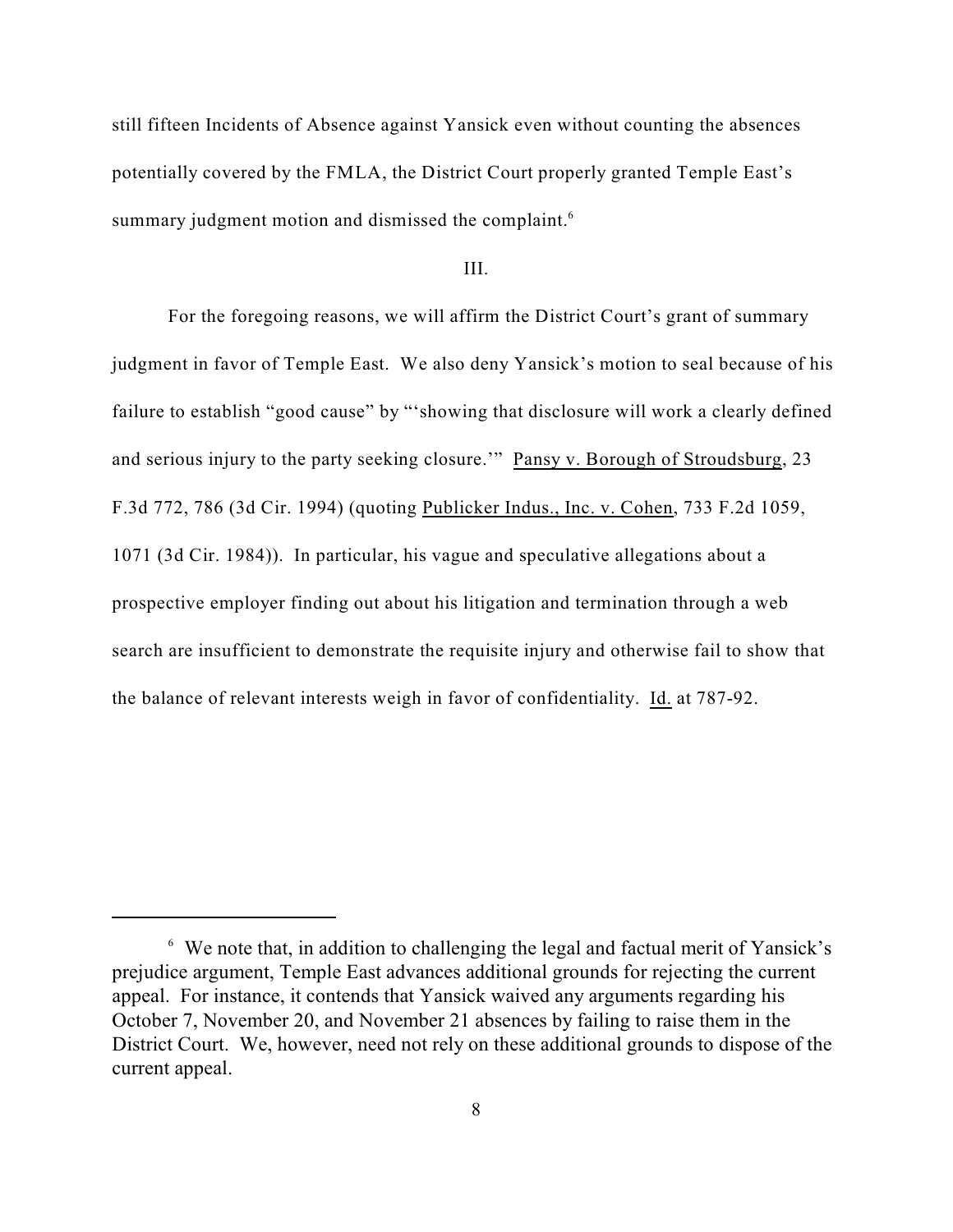still fifteen Incidents of Absence against Yansick even without counting the absences potentially covered by the FMLA, the District Court properly granted Temple East's summary judgment motion and dismissed the complaint.[6]

III.

For the foregoing reasons, we will affirm the District Court's grant of summary judgment in favor of Temple East. We also deny Yansick's motion to seal because of his failure to establish "good cause" by "'showing that disclosure will work a clearly defined and serious injury to the party seeking closure.'" Pansy v. Borough of Stroudsburg, 23 F.3d 772, 786 (3d Cir. 1994) (quoting Publicker Indus., Inc. v. Cohen, 733 F.2d 1059, 1071 (3d Cir. 1984)). In particular, his vague and speculative allegations about a prospective employer finding out about his litigation and termination through a web search are insufficient to demonstrate the requisite injury and otherwise fail to show that the balance of relevant interests weigh in favor of confidentiality. Id. at 787-92.

---

[6] We note that, in addition to challenging the legal and factual merit of Yansick's prejudice argument, Temple East advances additional grounds for rejecting the current appeal. For instance, it contends that Yansick waived any arguments regarding his October 7, November 20, and November 21 absences by failing to raise them in the District Court. We, however, need not rely on these additional grounds to dispose of the current appeal.